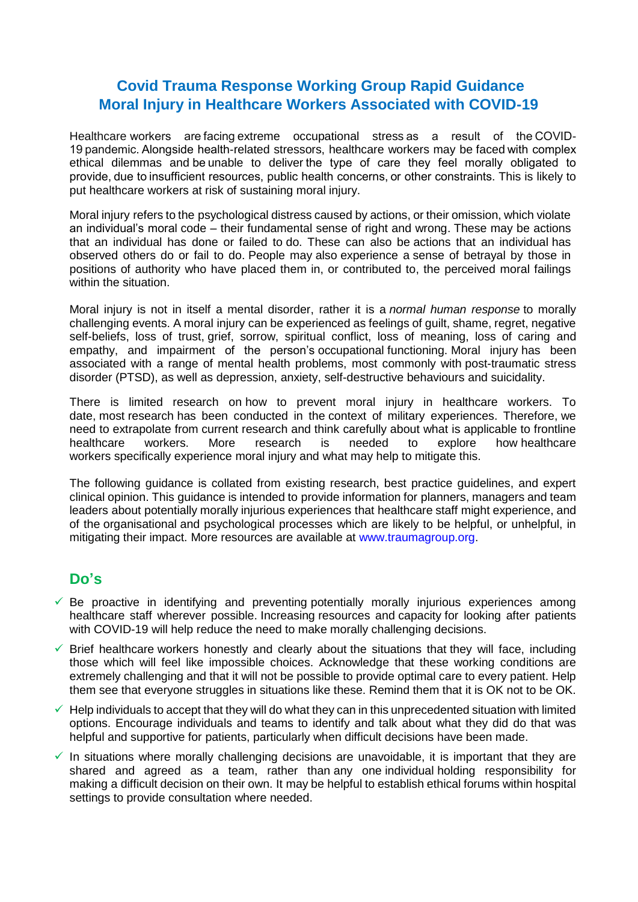# Covid Trauma Response Working Group Rapid Guidance
# Moral Injury in Healthcare Workers Associated with COVID-19

Healthcare workers are facing extreme occupational stress as a result of the COVID-19 pandemic. Alongside health-related stressors, healthcare workers may be faced with complex ethical dilemmas and be unable to deliver the type of care they feel morally obligated to provide, due to insufficient resources, public health concerns, or other constraints. This is likely to put healthcare workers at risk of sustaining moral injury.

Moral injury refers to the psychological distress caused by actions, or their omission, which violate an individual's moral code – their fundamental sense of right and wrong. These may be actions that an individual has done or failed to do. These can also be actions that an individual has observed others do or fail to do. People may also experience a sense of betrayal by those in positions of authority who have placed them in, or contributed to, the perceived moral failings within the situation.

Moral injury is not in itself a mental disorder, rather it is a *normal human response* to morally challenging events. A moral injury can be experienced as feelings of guilt, shame, regret, negative self-beliefs, loss of trust, grief, sorrow, spiritual conflict, loss of meaning, loss of caring and empathy, and impairment of the person's occupational functioning. Moral injury has been associated with a range of mental health problems, most commonly with post-traumatic stress disorder (PTSD), as well as depression, anxiety, self-destructive behaviours and suicidality.

There is limited research on how to prevent moral injury in healthcare workers. To date, most research has been conducted in the context of military experiences. Therefore, we need to extrapolate from current research and think carefully about what is applicable to frontline healthcare workers. More research is needed to explore how healthcare workers specifically experience moral injury and what may help to mitigate this.

The following guidance is collated from existing research, best practice guidelines, and expert clinical opinion. This guidance is intended to provide information for planners, managers and team leaders about potentially morally injurious experiences that healthcare staff might experience, and of the organisational and psychological processes which are likely to be helpful, or unhelpful, in mitigating their impact. More resources are available at www.traumagroup.org.

## Do's

- ✓ Be proactive in identifying and preventing potentially morally injurious experiences among healthcare staff wherever possible. Increasing resources and capacity for looking after patients with COVID-19 will help reduce the need to make morally challenging decisions.
- ✓ Brief healthcare workers honestly and clearly about the situations that they will face, including those which will feel like impossible choices. Acknowledge that these working conditions are extremely challenging and that it will not be possible to provide optimal care to every patient. Help them see that everyone struggles in situations like these. Remind them that it is OK not to be OK.
- ✓ Help individuals to accept that they will do what they can in this unprecedented situation with limited options. Encourage individuals and teams to identify and talk about what they did do that was helpful and supportive for patients, particularly when difficult decisions have been made.
- ✓ In situations where morally challenging decisions are unavoidable, it is important that they are shared and agreed as a team, rather than any one individual holding responsibility for making a difficult decision on their own. It may be helpful to establish ethical forums within hospital settings to provide consultation where needed.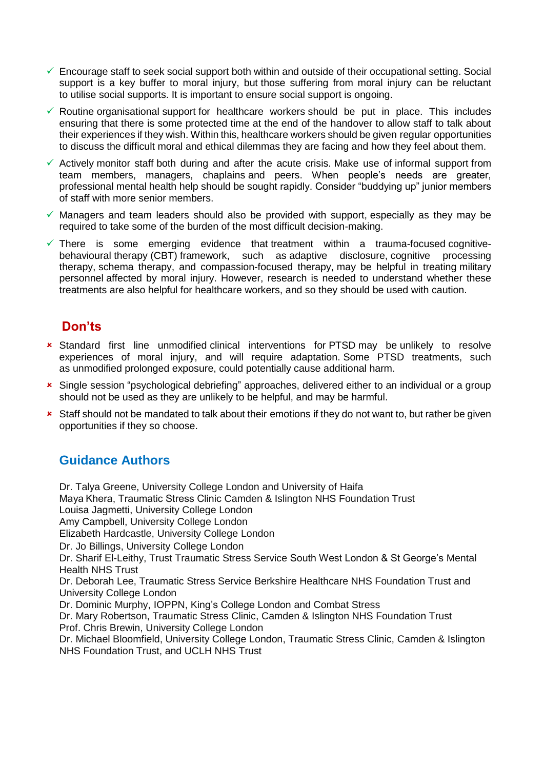- ✓ Encourage staff to seek social support both within and outside of their occupational setting. Social support is a key buffer to moral injury, but those suffering from moral injury can be reluctant to utilise social supports. It is important to ensure social support is ongoing.
- ✓ Routine organisational support for healthcare workers should be put in place. This includes ensuring that there is some protected time at the end of the handover to allow staff to talk about their experiences if they wish. Within this, healthcare workers should be given regular opportunities to discuss the difficult moral and ethical dilemmas they are facing and how they feel about them.
- ✓ Actively monitor staff both during and after the acute crisis. Make use of informal support from team members, managers, chaplains and peers. When people's needs are greater, professional mental health help should be sought rapidly. Consider "buddying up" junior members of staff with more senior members.
- ✓ Managers and team leaders should also be provided with support, especially as they may be required to take some of the burden of the most difficult decision-making.
- ✓ There is some emerging evidence that treatment within a trauma-focused cognitive-behavioural therapy (CBT) framework, such as adaptive disclosure, cognitive processing therapy, schema therapy, and compassion-focused therapy, may be helpful in treating military personnel affected by moral injury. However, research is needed to understand whether these treatments are also helpful for healthcare workers, and so they should be used with caution.

## Don'ts

- × Standard first line unmodified clinical interventions for PTSD may be unlikely to resolve experiences of moral injury, and will require adaptation. Some PTSD treatments, such as unmodified prolonged exposure, could potentially cause additional harm.
- × Single session "psychological debriefing" approaches, delivered either to an individual or a group should not be used as they are unlikely to be helpful, and may be harmful.
- × Staff should not be mandated to talk about their emotions if they do not want to, but rather be given opportunities if they so choose.

## Guidance Authors

Dr. Talya Greene, University College London and University of Haifa
Maya Khera, Traumatic Stress Clinic Camden & Islington NHS Foundation Trust
Louisa Jagmetti, University College London
Amy Campbell, University College London
Elizabeth Hardcastle, University College London
Dr. Jo Billings, University College London
Dr. Sharif El-Leithy, Trust Traumatic Stress Service South West London & St George's Mental Health NHS Trust
Dr. Deborah Lee, Traumatic Stress Service Berkshire Healthcare NHS Foundation Trust and University College London
Dr. Dominic Murphy, IOPPN, King's College London and Combat Stress
Dr. Mary Robertson, Traumatic Stress Clinic, Camden & Islington NHS Foundation Trust
Prof. Chris Brewin, University College London
Dr. Michael Bloomfield, University College London, Traumatic Stress Clinic, Camden & Islington NHS Foundation Trust, and UCLH NHS Trust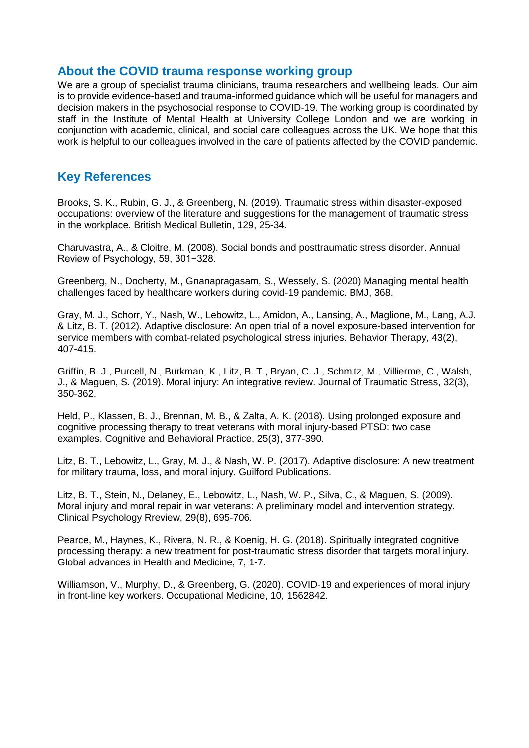## About the COVID trauma response working group

We are a group of specialist trauma clinicians, trauma researchers and wellbeing leads. Our aim is to provide evidence-based and trauma-informed guidance which will be useful for managers and decision makers in the psychosocial response to COVID-19. The working group is coordinated by staff in the Institute of Mental Health at University College London and we are working in conjunction with academic, clinical, and social care colleagues across the UK. We hope that this work is helpful to our colleagues involved in the care of patients affected by the COVID pandemic.

## Key References

Brooks, S. K., Rubin, G. J., & Greenberg, N. (2019). Traumatic stress within disaster-exposed occupations: overview of the literature and suggestions for the management of traumatic stress in the workplace. British Medical Bulletin, 129, 25-34.

Charuvastra, A., & Cloitre, M. (2008). Social bonds and posttraumatic stress disorder. Annual Review of Psychology, 59, 301−328.

Greenberg, N., Docherty, M., Gnanapragasam, S., Wessely, S. (2020) Managing mental health challenges faced by healthcare workers during covid-19 pandemic. BMJ, 368.

Gray, M. J., Schorr, Y., Nash, W., Lebowitz, L., Amidon, A., Lansing, A., Maglione, M., Lang, A.J. & Litz, B. T. (2012). Adaptive disclosure: An open trial of a novel exposure-based intervention for service members with combat-related psychological stress injuries. Behavior Therapy, 43(2), 407-415.

Griffin, B. J., Purcell, N., Burkman, K., Litz, B. T., Bryan, C. J., Schmitz, M., Villierme, C., Walsh, J., & Maguen, S. (2019). Moral injury: An integrative review. Journal of Traumatic Stress, 32(3), 350-362.

Held, P., Klassen, B. J., Brennan, M. B., & Zalta, A. K. (2018). Using prolonged exposure and cognitive processing therapy to treat veterans with moral injury-based PTSD: two case examples. Cognitive and Behavioral Practice, 25(3), 377-390.

Litz, B. T., Lebowitz, L., Gray, M. J., & Nash, W. P. (2017). Adaptive disclosure: A new treatment for military trauma, loss, and moral injury. Guilford Publications.

Litz, B. T., Stein, N., Delaney, E., Lebowitz, L., Nash, W. P., Silva, C., & Maguen, S. (2009). Moral injury and moral repair in war veterans: A preliminary model and intervention strategy. Clinical Psychology Rreview, 29(8), 695-706.

Pearce, M., Haynes, K., Rivera, N. R., & Koenig, H. G. (2018). Spiritually integrated cognitive processing therapy: a new treatment for post-traumatic stress disorder that targets moral injury. Global advances in Health and Medicine, 7, 1-7.

Williamson, V., Murphy, D., & Greenberg, G. (2020). COVID-19 and experiences of moral injury in front-line key workers. Occupational Medicine, 10, 1562842.